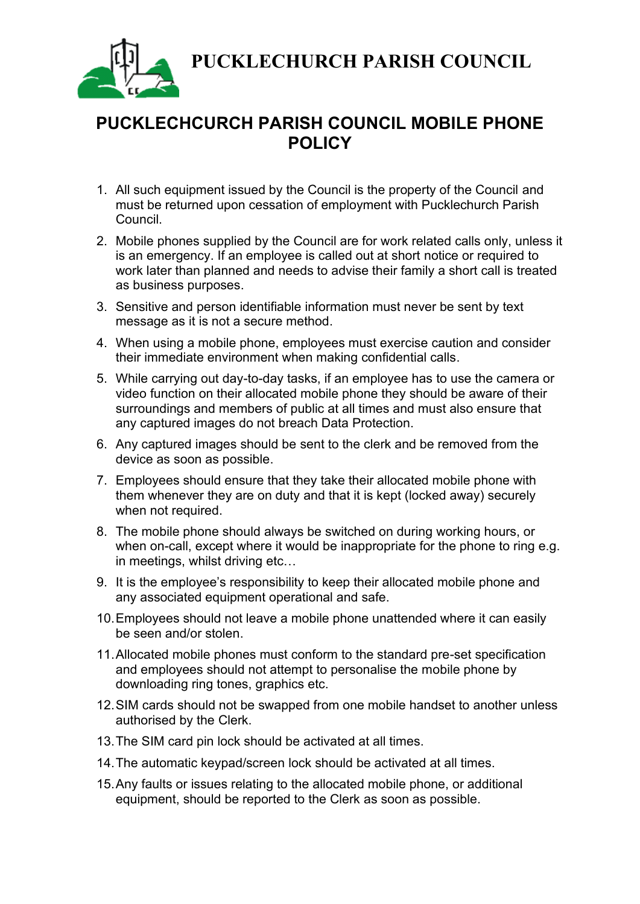# PUCKLECHURCH PARISH COUNCIL

## PUCKLECHCURCH PARISH COUNCIL MOBILE PHONE POLICY

1. All such equipment issued by the Council is the property of the Council and must be returned upon cessation of employment with Pucklechurch Parish Council.
2. Mobile phones supplied by the Council are for work related calls only, unless it is an emergency. If an employee is called out at short notice or required to work later than planned and needs to advise their family a short call is treated as business purposes.
3. Sensitive and person identifiable information must never be sent by text message as it is not a secure method.
4. When using a mobile phone, employees must exercise caution and consider their immediate environment when making confidential calls.
5. While carrying out day-to-day tasks, if an employee has to use the camera or video function on their allocated mobile phone they should be aware of their surroundings and members of public at all times and must also ensure that any captured images do not breach Data Protection.
6. Any captured images should be sent to the clerk and be removed from the device as soon as possible.
7. Employees should ensure that they take their allocated mobile phone with them whenever they are on duty and that it is kept (locked away) securely when not required.
8. The mobile phone should always be switched on during working hours, or when on-call, except where it would be inappropriate for the phone to ring e.g. in meetings, whilst driving etc…
9. It is the employee's responsibility to keep their allocated mobile phone and any associated equipment operational and safe.
10. Employees should not leave a mobile phone unattended where it can easily be seen and/or stolen.
11. Allocated mobile phones must conform to the standard pre-set specification and employees should not attempt to personalise the mobile phone by downloading ring tones, graphics etc.
12. SIM cards should not be swapped from one mobile handset to another unless authorised by the Clerk.
13. The SIM card pin lock should be activated at all times.
14. The automatic keypad/screen lock should be activated at all times.
15. Any faults or issues relating to the allocated mobile phone, or additional equipment, should be reported to the Clerk as soon as possible.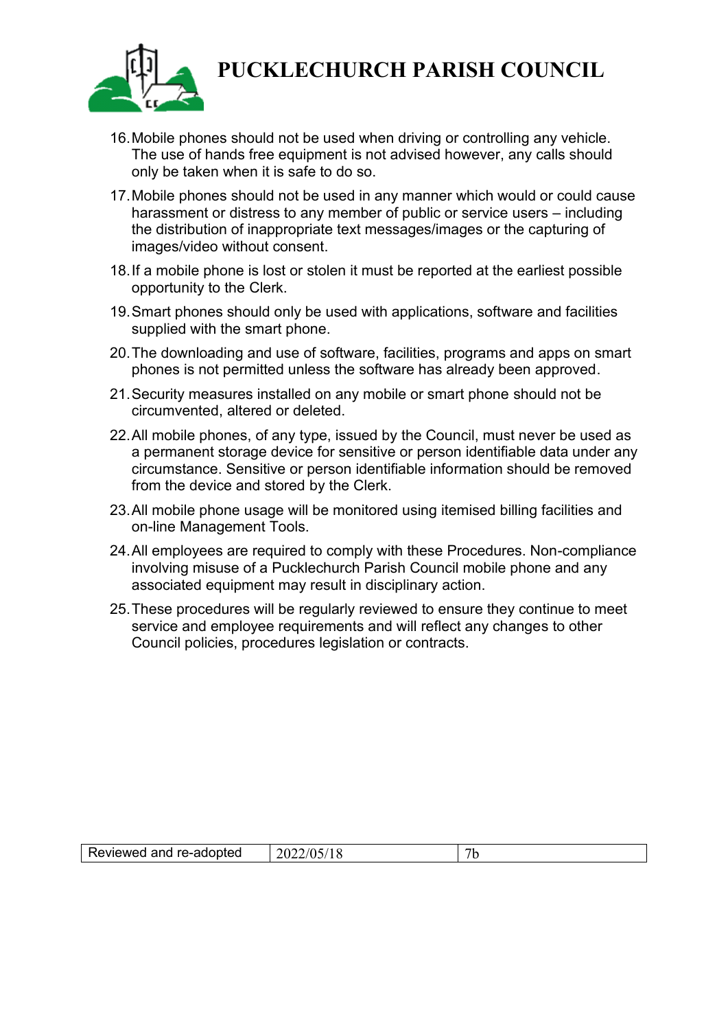16. Mobile phones should not be used when driving or controlling any vehicle. The use of hands free equipment is not advised however, any calls should only be taken when it is safe to do so.
17. Mobile phones should not be used in any manner which would or could cause harassment or distress to any member of public or service users – including the distribution of inappropriate text messages/images or the capturing of images/video without consent.
18. If a mobile phone is lost or stolen it must be reported at the earliest possible opportunity to the Clerk.
19. Smart phones should only be used with applications, software and facilities supplied with the smart phone.
20. The downloading and use of software, facilities, programs and apps on smart phones is not permitted unless the software has already been approved.
21. Security measures installed on any mobile or smart phone should not be circumvented, altered or deleted.
22. All mobile phones, of any type, issued by the Council, must never be used as a permanent storage device for sensitive or person identifiable data under any circumstance. Sensitive or person identifiable information should be removed from the device and stored by the Clerk.
23. All mobile phone usage will be monitored using itemised billing facilities and on-line Management Tools.
24. All employees are required to comply with these Procedures. Non-compliance involving misuse of a Pucklechurch Parish Council mobile phone and any associated equipment may result in disciplinary action.
25. These procedures will be regularly reviewed to ensure they continue to meet service and employee requirements and will reflect any changes to other Council policies, procedures legislation or contracts.